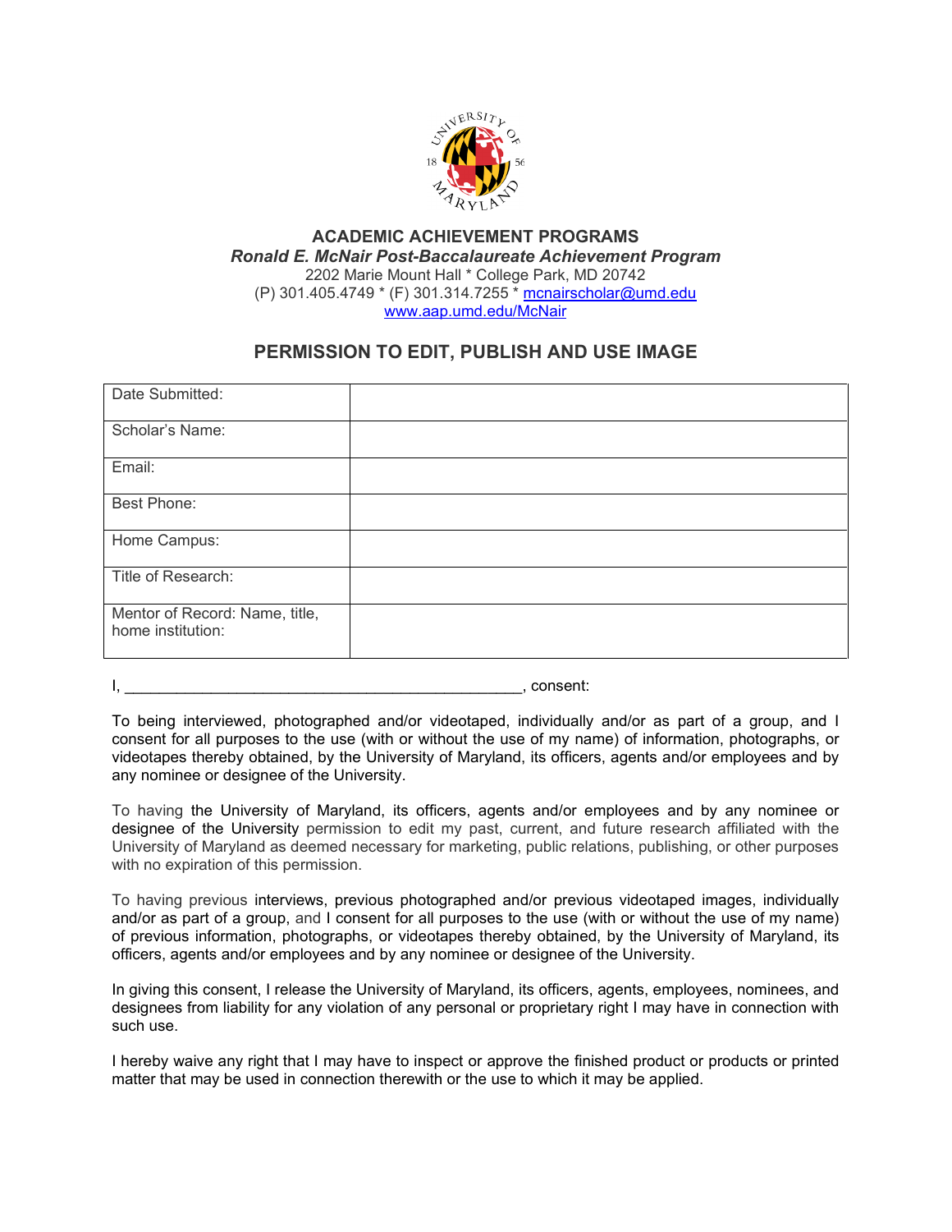**ACADEMIC ACHIEVEMENT PROGRAMS**

***Ronald E. McNair Post-Baccalaureate Achievement Program***

2202 Marie Mount Hall * College Park, MD 20742

(P) 301.405.4749 * (F) 301.314.7255 * mcnairscholar@umd.edu

www.aap.umd.edu/McNair

## PERMISSION TO EDIT, PUBLISH AND USE IMAGE

| Date Submitted: | |
|---|---|
| Scholar's Name: | |
| Email: | |
| Best Phone: | |
| Home Campus: | |
| Title of Research: | |
| Mentor of Record: Name, title, home institution: | |

I, _______________________________________________, consent:

To being interviewed, photographed and/or videotaped, individually and/or as part of a group, and I consent for all purposes to the use (with or without the use of my name) of information, photographs, or videotapes thereby obtained, by the University of Maryland, its officers, agents and/or employees and by any nominee or designee of the University.

To having the University of Maryland, its officers, agents and/or employees and by any nominee or designee of the University permission to edit my past, current, and future research affiliated with the University of Maryland as deemed necessary for marketing, public relations, publishing, or other purposes with no expiration of this permission.

To having previous interviews, previous photographed and/or previous videotaped images, individually and/or as part of a group, and I consent for all purposes to the use (with or without the use of my name) of previous information, photographs, or videotapes thereby obtained, by the University of Maryland, its officers, agents and/or employees and by any nominee or designee of the University.

In giving this consent, I release the University of Maryland, its officers, agents, employees, nominees, and designees from liability for any violation of any personal or proprietary right I may have in connection with such use.

I hereby waive any right that I may have to inspect or approve the finished product or products or printed matter that may be used in connection therewith or the use to which it may be applied.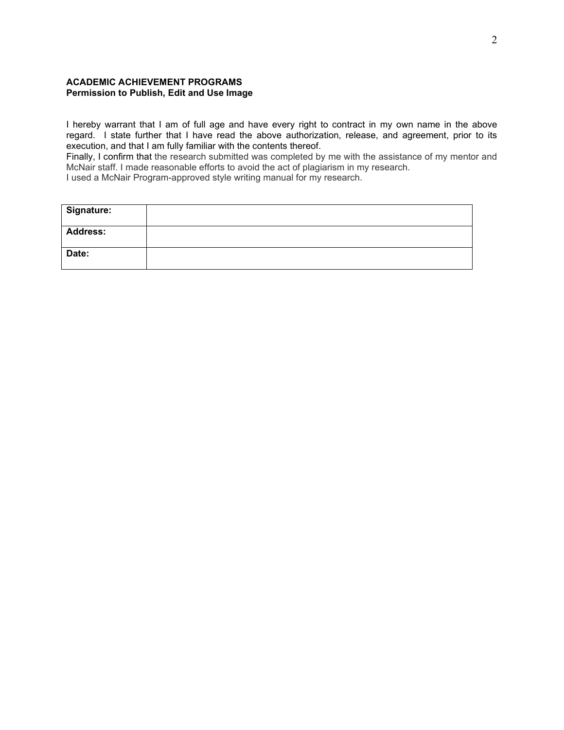**ACADEMIC ACHIEVEMENT PROGRAMS**
**Permission to Publish, Edit and Use Image**

I hereby warrant that I am of full age and have every right to contract in my own name in the above regard. I state further that I have read the above authorization, release, and agreement, prior to its execution, and that I am fully familiar with the contents thereof.
Finally, I confirm that the research submitted was completed by me with the assistance of my mentor and McNair staff. I made reasonable efforts to avoid the act of plagiarism in my research.
I used a McNair Program-approved style writing manual for my research.

| | |
|---|---|
| **Signature:** | |
| **Address:** | |
| **Date:** | |